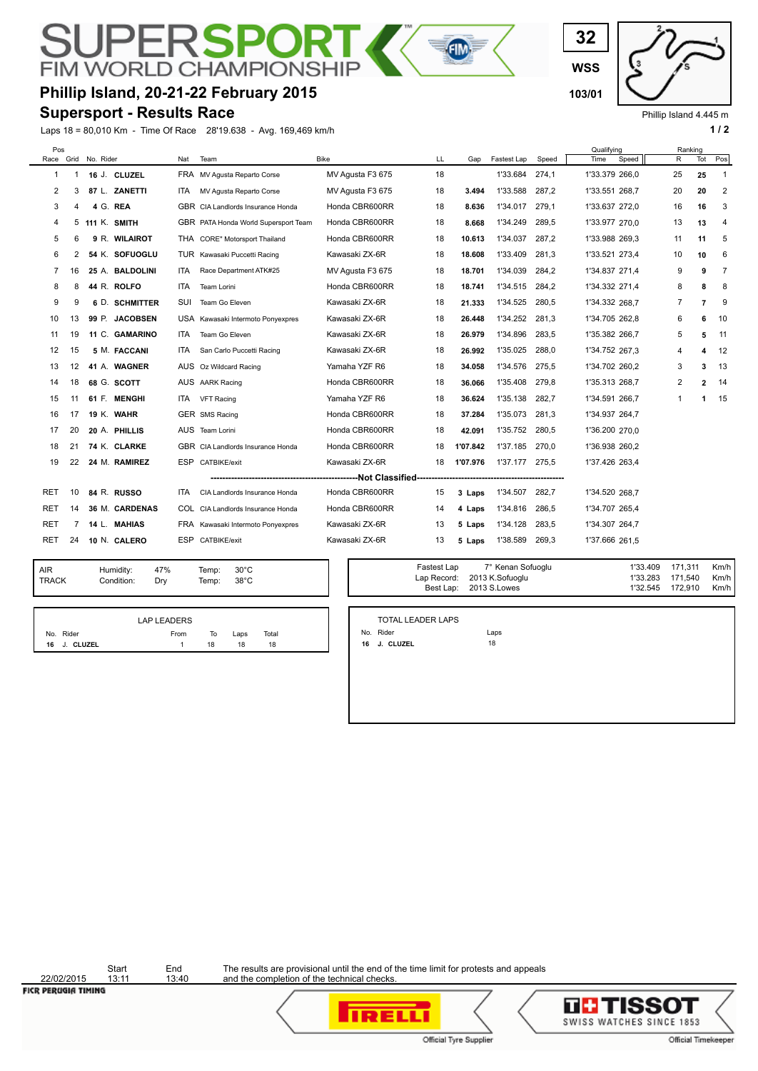# SUPERSPORT FIM WORLD CHAMPIONSHIP

32

WSS

103/01

## Phillip Island, 20-21-22 February 2015

## Supersport - Results Race

Phillip Island 4.445 m

Laps 18 = 80,010 Km - Time Of Race 28'19.638 - Avg. 169,469 km/h

| Pos Race | Pos Grid | No. | Rider | Nat | Team | Bike | LL | Gap | Fastest Lap | Speed | Qualifying Time | Qualifying Speed | Ranking R | Ranking Tot | Ranking Pos |
|---|---|---|---|---|---|---|---|---|---|---|---|---|---|---|---|
| 1 | 1 | 16 | J. **CLUZEL** | FRA | MV Agusta Reparto Corse | MV Agusta F3 675 | 18 | | 1'33.684 | 274,1 | 1'33.379 | 266,0 | 25 | 25 | 1 |
| 2 | 3 | 87 | L. **ZANETTI** | ITA | MV Agusta Reparto Corse | MV Agusta F3 675 | 18 | 3.494 | 1'33.588 | 287,2 | 1'33.551 | 268,7 | 20 | 20 | 2 |
| 3 | 4 | 4 | G. **REA** | GBR | CIA Landlords Insurance Honda | Honda CBR600RR | 18 | 8.636 | 1'34.017 | 279,1 | 1'33.637 | 272,0 | 16 | 16 | 3 |
| 4 | 5 | 111 | K. **SMITH** | GBR | PATA Honda World Supersport Team | Honda CBR600RR | 18 | 8.668 | 1'34.249 | 289,5 | 1'33.977 | 270,0 | 13 | 13 | 4 |
| 5 | 6 | 9 | R. **WILAIROT** | THA | CORE" Motorsport Thailand | Honda CBR600RR | 18 | 10.613 | 1'34.037 | 287,2 | 1'33.988 | 269,3 | 11 | 11 | 5 |
| 6 | 2 | 54 | K. **SOFUOGLU** | TUR | Kawasaki Puccetti Racing | Kawasaki ZX-6R | 18 | 18.608 | 1'33.409 | 281,3 | 1'33.521 | 273,4 | 10 | 10 | 6 |
| 7 | 16 | 25 | A. **BALDOLINI** | ITA | Race Department ATK#25 | MV Agusta F3 675 | 18 | 18.701 | 1'34.039 | 284,2 | 1'34.837 | 271,4 | 9 | 9 | 7 |
| 8 | 8 | 44 | R. **ROLFO** | ITA | Team Lorini | Honda CBR600RR | 18 | 18.741 | 1'34.515 | 284,2 | 1'34.332 | 271,4 | 8 | 8 | 8 |
| 9 | 9 | 6 | D. **SCHMITTER** | SUI | Team Go Eleven | Kawasaki ZX-6R | 18 | 21.333 | 1'34.525 | 280,5 | 1'34.332 | 268,7 | 7 | 7 | 9 |
| 10 | 13 | 99 | P. **JACOBSEN** | USA | Kawasaki Intermoto Ponyexpres | Kawasaki ZX-6R | 18 | 26.448 | 1'34.252 | 281,3 | 1'34.705 | 262,8 | 6 | 6 | 10 |
| 11 | 19 | 11 | C. **GAMARINO** | ITA | Team Go Eleven | Kawasaki ZX-6R | 18 | 26.979 | 1'34.896 | 283,5 | 1'35.382 | 266,7 | 5 | 5 | 11 |
| 12 | 15 | 5 | M. **FACCANI** | ITA | San Carlo Puccetti Racing | Kawasaki ZX-6R | 18 | 26.992 | 1'35.025 | 288,0 | 1'34.752 | 267,3 | 4 | 4 | 12 |
| 13 | 12 | 41 | A. **WAGNER** | AUS | Oz Wildcard Racing | Yamaha YZF R6 | 18 | 34.058 | 1'34.576 | 275,5 | 1'34.702 | 260,2 | 3 | 3 | 13 |
| 14 | 18 | 68 | G. **SCOTT** | AUS | AARK Racing | Honda CBR600RR | 18 | 36.066 | 1'35.408 | 279,8 | 1'35.313 | 268,7 | 2 | 2 | 14 |
| 15 | 11 | 61 | F. **MENGHI** | ITA | VFT Racing | Yamaha YZF R6 | 18 | 36.624 | 1'35.138 | 282,7 | 1'34.591 | 266,7 | 1 | 1 | 15 |
| 16 | 17 | 19 | K. **WAHR** | GER | SMS Racing | Honda CBR600RR | 18 | 37.284 | 1'35.073 | 281,3 | 1'34.937 | 264,7 | | | |
| 17 | 20 | 20 | A. **PHILLIS** | AUS | Team Lorini | Honda CBR600RR | 18 | 42.091 | 1'35.752 | 280,5 | 1'36.200 | 270,0 | | | |
| 18 | 21 | 74 | K. **CLARKE** | GBR | CIA Landlords Insurance Honda | Honda CBR600RR | 18 | 1'07.842 | 1'37.185 | 270,0 | 1'36.938 | 260,2 | | | |
| 19 | 22 | 24 | M. **RAMIREZ** | ESP | CATBIKE/exit | Kawasaki ZX-6R | 18 | 1'07.976 | 1'37.177 | 275,5 | 1'37.426 | 263,4 | | | |
| | | | **Not Classified** | | | | | | | | | | | | |
| RET | 10 | 84 | R. **RUSSO** | ITA | CIA Landlords Insurance Honda | Honda CBR600RR | 15 | 3 Laps | 1'34.507 | 282,7 | 1'34.520 | 268,7 | | | |
| RET | 14 | 36 | M. **CARDENAS** | COL | CIA Landlords Insurance Honda | Honda CBR600RR | 14 | 4 Laps | 1'34.816 | 286,5 | 1'34.707 | 265,4 | | | |
| RET | 7 | 14 | L. **MAHIAS** | FRA | Kawasaki Intermoto Ponyexpres | Kawasaki ZX-6R | 13 | 5 Laps | 1'34.128 | 283,5 | 1'34.307 | 264,7 | | | |
| RET | 24 | 10 | N. **CALERO** | ESP | CATBIKE/exit | Kawasaki ZX-6R | 13 | 5 Laps | 1'38.589 | 269,3 | 1'37.666 | 261,5 | | | |

| | | | | |
|---|---|---|---|---|
| AIR | Humidity: | 47% | Temp: | 30°C |
| TRACK | Condition: | Dry | Temp: | 38°C |

| | | | | |
|---|---|---|---|---|
| Fastest Lap | 7° Kenan Sofuoglu | 1'33.409 | 171,311 | Km/h |
| Lap Record: | 2013 K.Sofuoglu | 1'33.283 | 171,540 | Km/h |
| Best Lap: | 2013 S.Lowes | 1'32.545 | 172,910 | Km/h |

LAP LEADERS

| No. | Rider | From | To | Laps | Total |
|---|---|---|---|---|---|
| 16 | J. **CLUZEL** | 1 | 18 | 18 | 18 |

TOTAL LEADER LAPS

| No. | Rider | Laps |
|---|---|---|
| 16 | J. **CLUZEL** | 18 |

| | Start | End |
|---|---|---|
| 22/02/2015 | 13:11 | 13:40 |

The results are provisional until the end of the time limit for protests and appeals and the completion of the technical checks.

FICR PERUGIA TIMING

Official Tyre Supplier — PIRELLI

TISSOT SWISS WATCHES SINCE 1853 — Official Timekeeper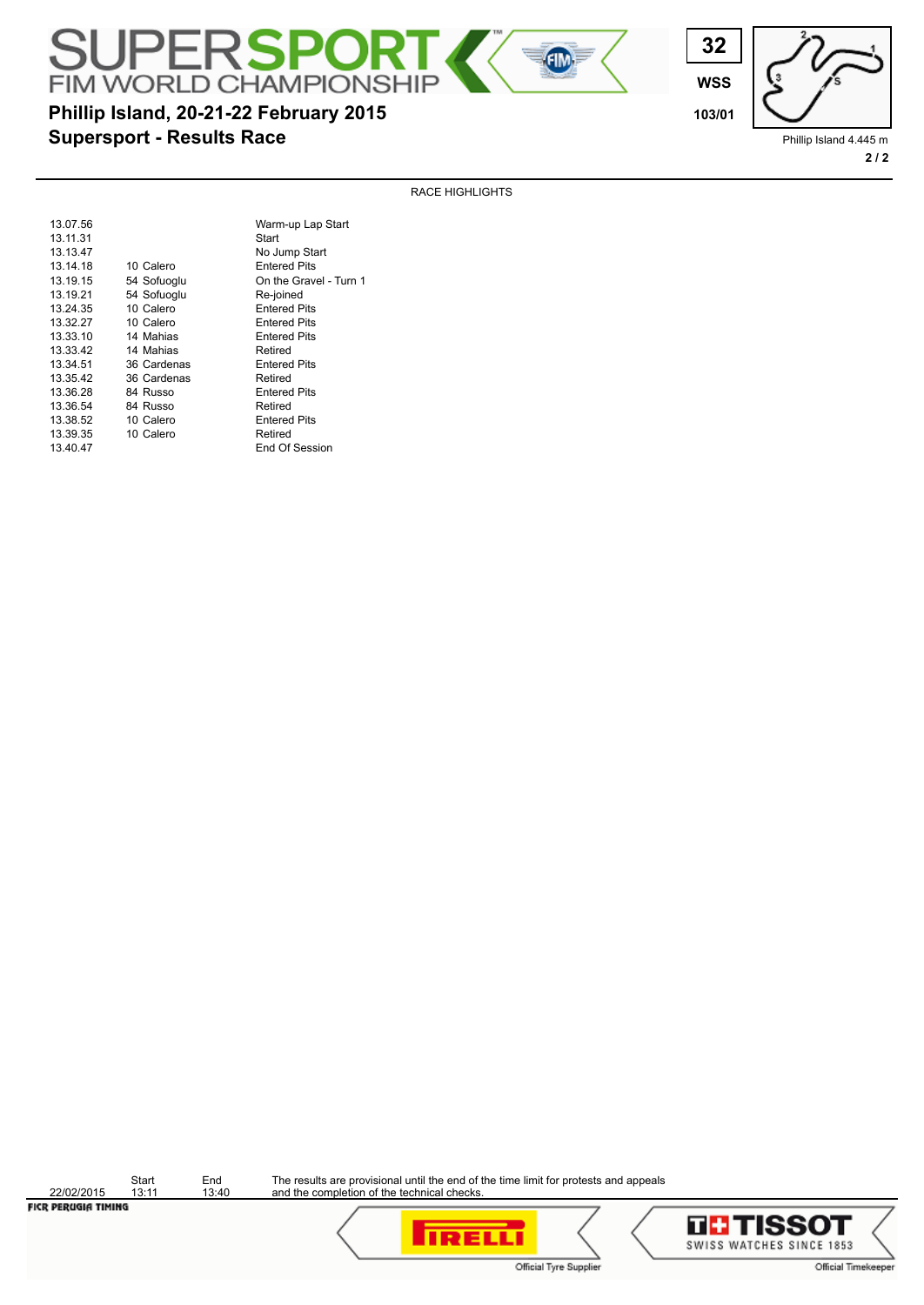# SUPERSPORT FIM WORLD CHAMPIONSHIP

## Phillip Island, 20-21-22 February 2015
## Supersport - Results Race

32
WSS
103/01

Phillip Island 4.445 m

RACE HIGHLIGHTS

| | | |
|---|---|---|
| 13.07.56 | | Warm-up Lap Start |
| 13.11.31 | | Start |
| 13.13.47 | | No Jump Start |
| 13.14.18 | 10 Calero | Entered Pits |
| 13.19.15 | 54 Sofuoglu | On the Gravel - Turn 1 |
| 13.19.21 | 54 Sofuoglu | Re-joined |
| 13.24.35 | 10 Calero | Entered Pits |
| 13.32.27 | 10 Calero | Entered Pits |
| 13.33.10 | 14 Mahias | Entered Pits |
| 13.33.42 | 14 Mahias | Retired |
| 13.34.51 | 36 Cardenas | Entered Pits |
| 13.35.42 | 36 Cardenas | Retired |
| 13.36.28 | 84 Russo | Entered Pits |
| 13.36.54 | 84 Russo | Retired |
| 13.38.52 | 10 Calero | Entered Pits |
| 13.39.35 | 10 Calero | Retired |
| 13.40.47 | | End Of Session |

| | Start | End |
|---|---|---|
| 22/02/2015 | 13:11 | 13:40 |

The results are provisional until the end of the time limit for protests and appeals and the completion of the technical checks.

FICR PERUGIA TIMING

Official Tyre Supplier

Official Timekeeper